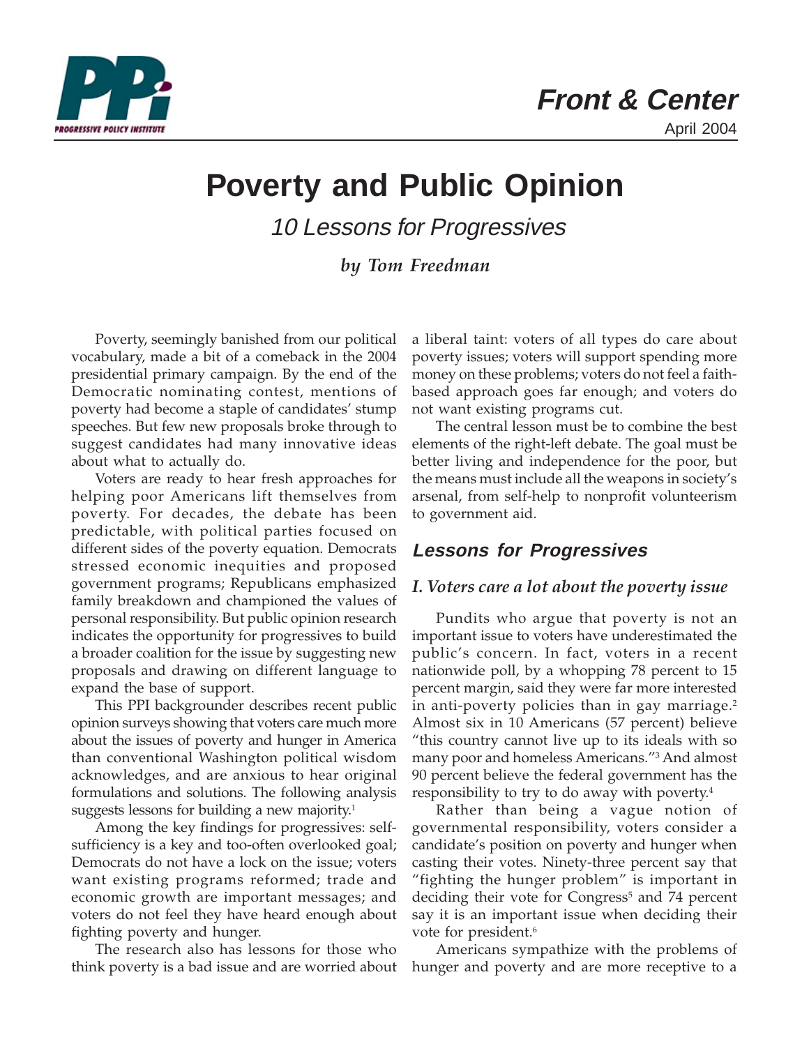PPi PROGRESSIVE POLICY INSTITUTE

**Front & Center**

April 2004

# Poverty and Public Opinion

## 10 Lessons for Progressives

***by Tom Freedman***

Poverty, seemingly banished from our political vocabulary, made a bit of a comeback in the 2004 presidential primary campaign. By the end of the Democratic nominating contest, mentions of poverty had become a staple of candidates' stump speeches. But few new proposals broke through to suggest candidates had many innovative ideas about what to actually do.

Voters are ready to hear fresh approaches for helping poor Americans lift themselves from poverty. For decades, the debate has been predictable, with political parties focused on different sides of the poverty equation. Democrats stressed economic inequities and proposed government programs; Republicans emphasized family breakdown and championed the values of personal responsibility. But public opinion research indicates the opportunity for progressives to build a broader coalition for the issue by suggesting new proposals and drawing on different language to expand the base of support.

This PPI backgrounder describes recent public opinion surveys showing that voters care much more about the issues of poverty and hunger in America than conventional Washington political wisdom acknowledges, and are anxious to hear original formulations and solutions. The following analysis suggests lessons for building a new majority.[1]

Among the key findings for progressives: self-sufficiency is a key and too-often overlooked goal; Democrats do not have a lock on the issue; voters want existing programs reformed; trade and economic growth are important messages; and voters do not feel they have heard enough about fighting poverty and hunger.

The research also has lessons for those who think poverty is a bad issue and are worried about a liberal taint: voters of all types do care about poverty issues; voters will support spending more money on these problems; voters do not feel a faith-based approach goes far enough; and voters do not want existing programs cut.

The central lesson must be to combine the best elements of the right-left debate. The goal must be better living and independence for the poor, but the means must include all the weapons in society's arsenal, from self-help to nonprofit volunteerism to government aid.

## Lessons for Progressives

### *I. Voters care a lot about the poverty issue*

Pundits who argue that poverty is not an important issue to voters have underestimated the public's concern. In fact, voters in a recent nationwide poll, by a whopping 78 percent to 15 percent margin, said they were far more interested in anti-poverty policies than in gay marriage.[2] Almost six in 10 Americans (57 percent) believe "this country cannot live up to its ideals with so many poor and homeless Americans."[3] And almost 90 percent believe the federal government has the responsibility to try to do away with poverty.[4]

Rather than being a vague notion of governmental responsibility, voters consider a candidate's position on poverty and hunger when casting their votes. Ninety-three percent say that "fighting the hunger problem" is important in deciding their vote for Congress[5] and 74 percent say it is an important issue when deciding their vote for president.[6]

Americans sympathize with the problems of hunger and poverty and are more receptive to a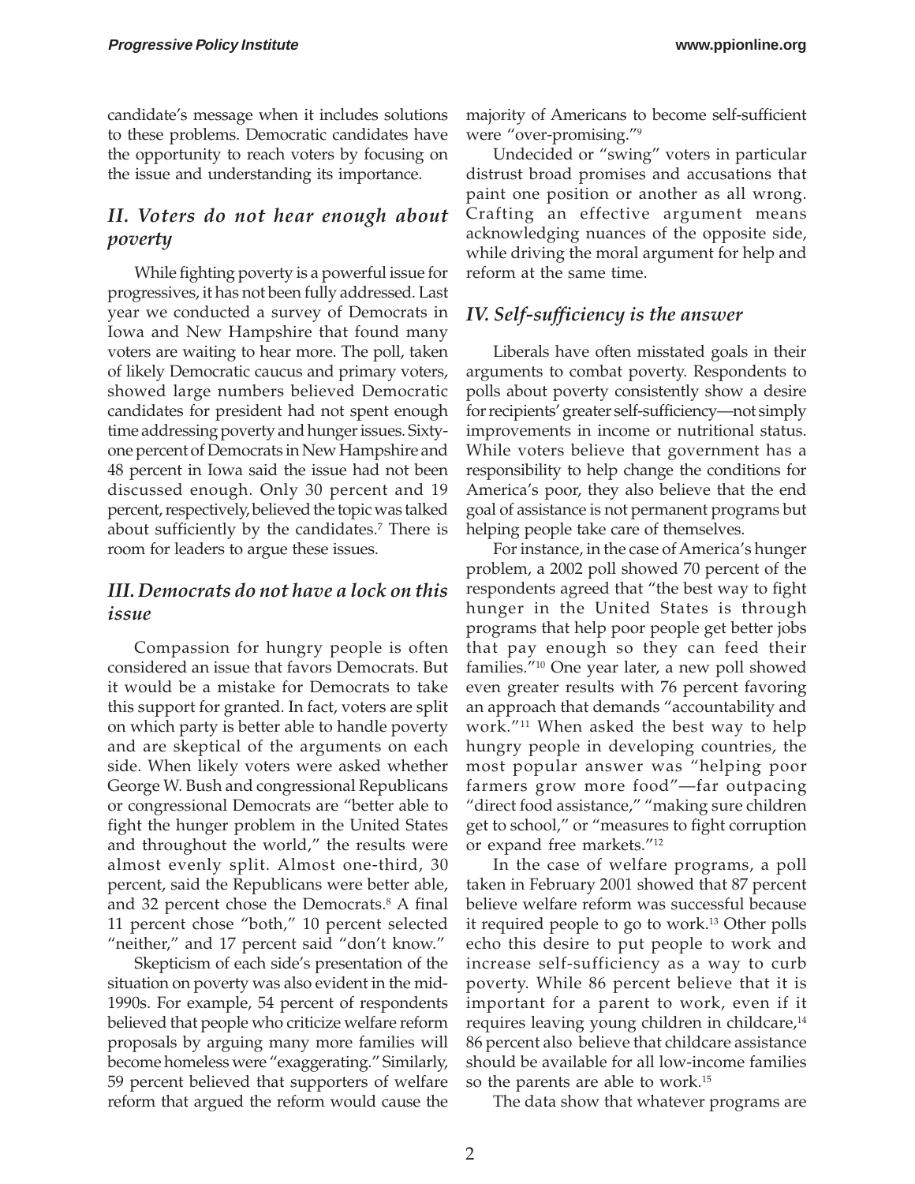candidate's message when it includes solutions to these problems. Democratic candidates have the opportunity to reach voters by focusing on the issue and understanding its importance.

## *II. Voters do not hear enough about poverty*

While fighting poverty is a powerful issue for progressives, it has not been fully addressed. Last year we conducted a survey of Democrats in Iowa and New Hampshire that found many voters are waiting to hear more. The poll, taken of likely Democratic caucus and primary voters, showed large numbers believed Democratic candidates for president had not spent enough time addressing poverty and hunger issues. Sixty-one percent of Democrats in New Hampshire and 48 percent in Iowa said the issue had not been discussed enough. Only 30 percent and 19 percent, respectively, believed the topic was talked about sufficiently by the candidates.[7] There is room for leaders to argue these issues.

## *III. Democrats do not have a lock on this issue*

Compassion for hungry people is often considered an issue that favors Democrats. But it would be a mistake for Democrats to take this support for granted. In fact, voters are split on which party is better able to handle poverty and are skeptical of the arguments on each side. When likely voters were asked whether George W. Bush and congressional Republicans or congressional Democrats are "better able to fight the hunger problem in the United States and throughout the world," the results were almost evenly split. Almost one-third, 30 percent, said the Republicans were better able, and 32 percent chose the Democrats.[8] A final 11 percent chose "both," 10 percent selected "neither," and 17 percent said "don't know."

Skepticism of each side's presentation of the situation on poverty was also evident in the mid-1990s. For example, 54 percent of respondents believed that people who criticize welfare reform proposals by arguing many more families will become homeless were "exaggerating." Similarly, 59 percent believed that supporters of welfare reform that argued the reform would cause the majority of Americans to become self-sufficient were "over-promising."[9]

Undecided or "swing" voters in particular distrust broad promises and accusations that paint one position or another as all wrong. Crafting an effective argument means acknowledging nuances of the opposite side, while driving the moral argument for help and reform at the same time.

## *IV. Self-sufficiency is the answer*

Liberals have often misstated goals in their arguments to combat poverty. Respondents to polls about poverty consistently show a desire for recipients' greater self-sufficiency—not simply improvements in income or nutritional status. While voters believe that government has a responsibility to help change the conditions for America's poor, they also believe that the end goal of assistance is not permanent programs but helping people take care of themselves.

For instance, in the case of America's hunger problem, a 2002 poll showed 70 percent of the respondents agreed that "the best way to fight hunger in the United States is through programs that help poor people get better jobs that pay enough so they can feed their families."[10] One year later, a new poll showed even greater results with 76 percent favoring an approach that demands "accountability and work."[11] When asked the best way to help hungry people in developing countries, the most popular answer was "helping poor farmers grow more food"—far outpacing "direct food assistance," "making sure children get to school," or "measures to fight corruption or expand free markets."[12]

In the case of welfare programs, a poll taken in February 2001 showed that 87 percent believe welfare reform was successful because it required people to go to work.[13] Other polls echo this desire to put people to work and increase self-sufficiency as a way to curb poverty. While 86 percent believe that it is important for a parent to work, even if it requires leaving young children in childcare,[14] 86 percent also believe that childcare assistance should be available for all low-income families so the parents are able to work.[15]

The data show that whatever programs are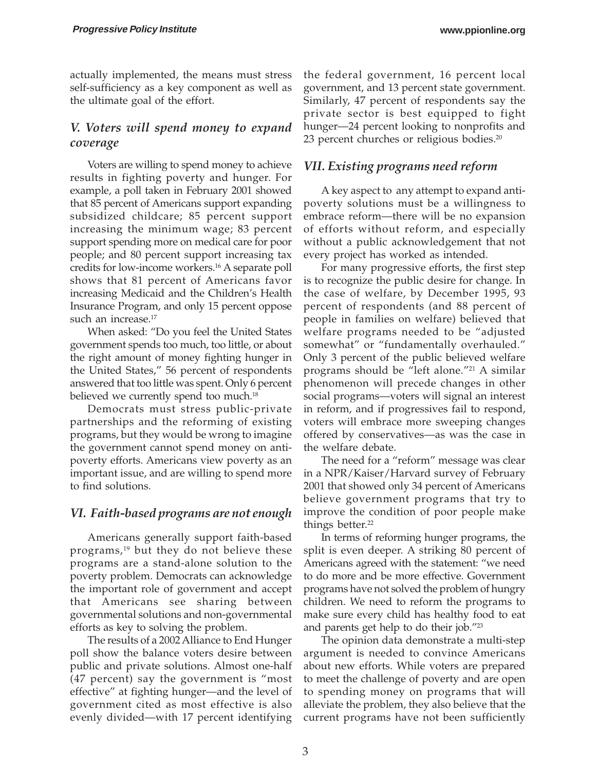actually implemented, the means must stress self-sufficiency as a key component as well as the ultimate goal of the effort.

## *V. Voters will spend money to expand coverage*

Voters are willing to spend money to achieve results in fighting poverty and hunger. For example, a poll taken in February 2001 showed that 85 percent of Americans support expanding subsidized childcare; 85 percent support increasing the minimum wage; 83 percent support spending more on medical care for poor people; and 80 percent support increasing tax credits for low-income workers.[16] A separate poll shows that 81 percent of Americans favor increasing Medicaid and the Children's Health Insurance Program, and only 15 percent oppose such an increase.[17]

When asked: "Do you feel the United States government spends too much, too little, or about the right amount of money fighting hunger in the United States," 56 percent of respondents answered that too little was spent. Only 6 percent believed we currently spend too much.[18]

Democrats must stress public-private partnerships and the reforming of existing programs, but they would be wrong to imagine the government cannot spend money on anti-poverty efforts. Americans view poverty as an important issue, and are willing to spend more to find solutions.

## *VI. Faith-based programs are not enough*

Americans generally support faith-based programs,[19] but they do not believe these programs are a stand-alone solution to the poverty problem. Democrats can acknowledge the important role of government and accept that Americans see sharing between governmental solutions and non-governmental efforts as key to solving the problem.

The results of a 2002 Alliance to End Hunger poll show the balance voters desire between public and private solutions. Almost one-half (47 percent) say the government is "most effective" at fighting hunger—and the level of government cited as most effective is also evenly divided—with 17 percent identifying the federal government, 16 percent local government, and 13 percent state government. Similarly, 47 percent of respondents say the private sector is best equipped to fight hunger—24 percent looking to nonprofits and 23 percent churches or religious bodies.[20]

## *VII. Existing programs need reform*

A key aspect to any attempt to expand anti-poverty solutions must be a willingness to embrace reform—there will be no expansion of efforts without reform, and especially without a public acknowledgement that not every project has worked as intended.

For many progressive efforts, the first step is to recognize the public desire for change. In the case of welfare, by December 1995, 93 percent of respondents (and 88 percent of people in families on welfare) believed that welfare programs needed to be "adjusted somewhat" or "fundamentally overhauled." Only 3 percent of the public believed welfare programs should be "left alone."[21] A similar phenomenon will precede changes in other social programs—voters will signal an interest in reform, and if progressives fail to respond, voters will embrace more sweeping changes offered by conservatives—as was the case in the welfare debate.

The need for a "reform" message was clear in a NPR/Kaiser/Harvard survey of February 2001 that showed only 34 percent of Americans believe government programs that try to improve the condition of poor people make things better.[22]

In terms of reforming hunger programs, the split is even deeper. A striking 80 percent of Americans agreed with the statement: "we need to do more and be more effective. Government programs have not solved the problem of hungry children. We need to reform the programs to make sure every child has healthy food to eat and parents get help to do their job."[23]

The opinion data demonstrate a multi-step argument is needed to convince Americans about new efforts. While voters are prepared to meet the challenge of poverty and are open to spending money on programs that will alleviate the problem, they also believe that the current programs have not been sufficiently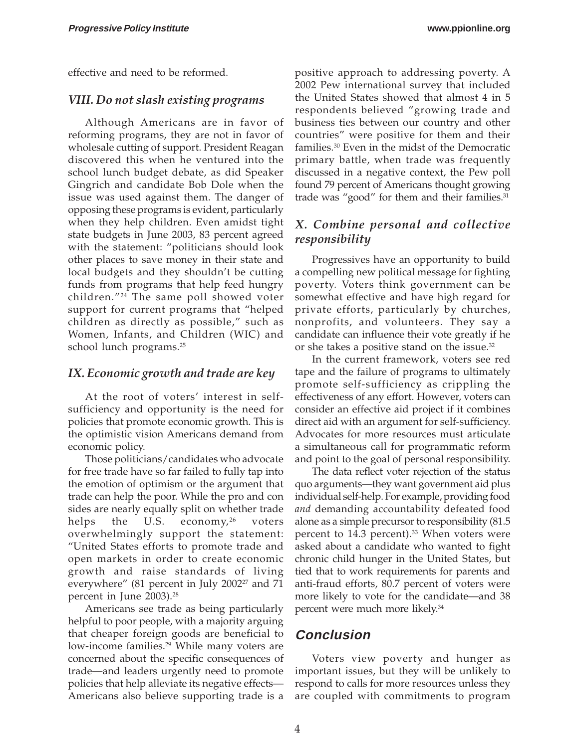effective and need to be reformed.

### *VIII. Do not slash existing programs*

Although Americans are in favor of reforming programs, they are not in favor of wholesale cutting of support. President Reagan discovered this when he ventured into the school lunch budget debate, as did Speaker Gingrich and candidate Bob Dole when the issue was used against them. The danger of opposing these programs is evident, particularly when they help children. Even amidst tight state budgets in June 2003, 83 percent agreed with the statement: "politicians should look other places to save money in their state and local budgets and they shouldn't be cutting funds from programs that help feed hungry children."[24] The same poll showed voter support for current programs that "helped children as directly as possible," such as Women, Infants, and Children (WIC) and school lunch programs.[25]

### *IX. Economic growth and trade are key*

At the root of voters' interest in self-sufficiency and opportunity is the need for policies that promote economic growth. This is the optimistic vision Americans demand from economic policy.

Those politicians/candidates who advocate for free trade have so far failed to fully tap into the emotion of optimism or the argument that trade can help the poor. While the pro and con sides are nearly equally split on whether trade helps the U.S. economy,[26] voters overwhelmingly support the statement: "United States efforts to promote trade and open markets in order to create economic growth and raise standards of living everywhere" (81 percent in July 2002[27] and 71 percent in June 2003).[28]

Americans see trade as being particularly helpful to poor people, with a majority arguing that cheaper foreign goods are beneficial to low-income families.[29] While many voters are concerned about the specific consequences of trade—and leaders urgently need to promote policies that help alleviate its negative effects—Americans also believe supporting trade is a positive approach to addressing poverty. A 2002 Pew international survey that included the United States showed that almost 4 in 5 respondents believed "growing trade and business ties between our country and other countries" were positive for them and their families.[30] Even in the midst of the Democratic primary battle, when trade was frequently discussed in a negative context, the Pew poll found 79 percent of Americans thought growing trade was "good" for them and their families.[31]

### *X. Combine personal and collective responsibility*

Progressives have an opportunity to build a compelling new political message for fighting poverty. Voters think government can be somewhat effective and have high regard for private efforts, particularly by churches, nonprofits, and volunteers. They say a candidate can influence their vote greatly if he or she takes a positive stand on the issue.[32]

In the current framework, voters see red tape and the failure of programs to ultimately promote self-sufficiency as crippling the effectiveness of any effort. However, voters can consider an effective aid project if it combines direct aid with an argument for self-sufficiency. Advocates for more resources must articulate a simultaneous call for programmatic reform and point to the goal of personal responsibility.

The data reflect voter rejection of the status quo arguments—they want government aid plus individual self-help. For example, providing food *and* demanding accountability defeated food alone as a simple precursor to responsibility (81.5 percent to 14.3 percent).[33] When voters were asked about a candidate who wanted to fight chronic child hunger in the United States, but tied that to work requirements for parents and anti-fraud efforts, 80.7 percent of voters were more likely to vote for the candidate—and 38 percent were much more likely.[34]

## Conclusion

Voters view poverty and hunger as important issues, but they will be unlikely to respond to calls for more resources unless they are coupled with commitments to program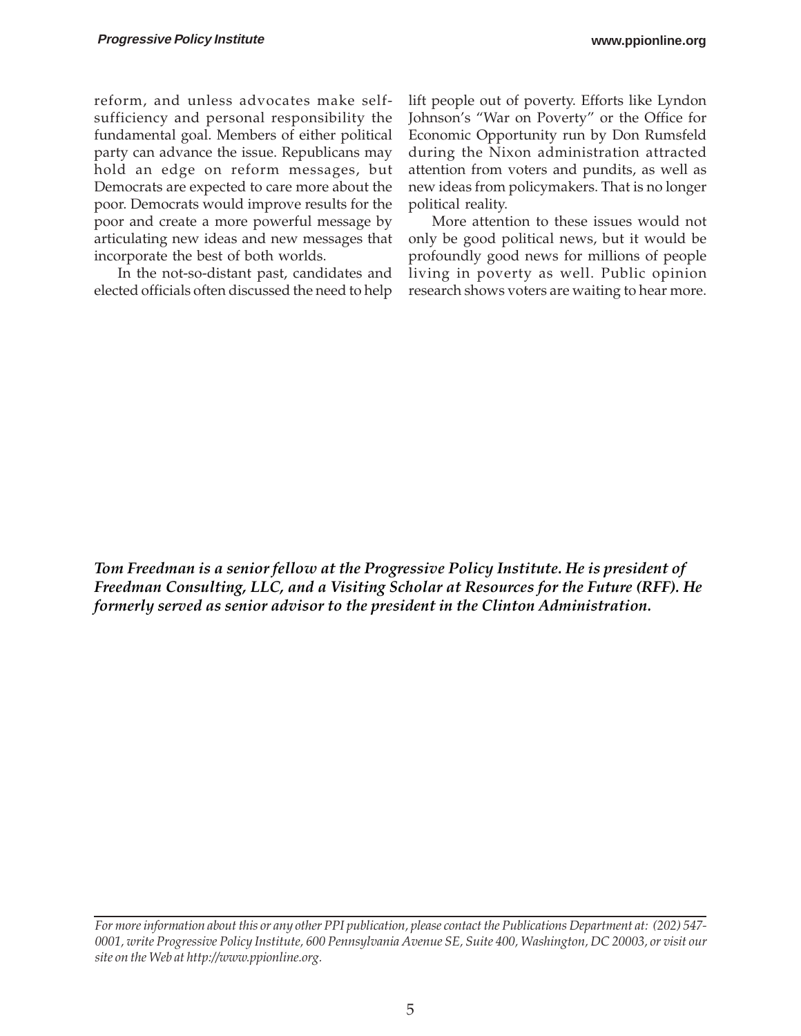reform, and unless advocates make self-sufficiency and personal responsibility the fundamental goal. Members of either political party can advance the issue. Republicans may hold an edge on reform messages, but Democrats are expected to care more about the poor. Democrats would improve results for the poor and create a more powerful message by articulating new ideas and new messages that incorporate the best of both worlds.

In the not-so-distant past, candidates and elected officials often discussed the need to help lift people out of poverty. Efforts like Lyndon Johnson's "War on Poverty" or the Office for Economic Opportunity run by Don Rumsfeld during the Nixon administration attracted attention from voters and pundits, as well as new ideas from policymakers. That is no longer political reality.

More attention to these issues would not only be good political news, but it would be profoundly good news for millions of people living in poverty as well. Public opinion research shows voters are waiting to hear more.

***Tom Freedman is a senior fellow at the Progressive Policy Institute. He is president of Freedman Consulting, LLC, and a Visiting Scholar at Resources for the Future (RFF). He formerly served as senior advisor to the president in the Clinton Administration.***

---

*For more information about this or any other PPI publication, please contact the Publications Department at: (202) 547-0001, write Progressive Policy Institute, 600 Pennsylvania Avenue SE, Suite 400, Washington, DC 20003, or visit our site on the Web at http://www.ppionline.org.*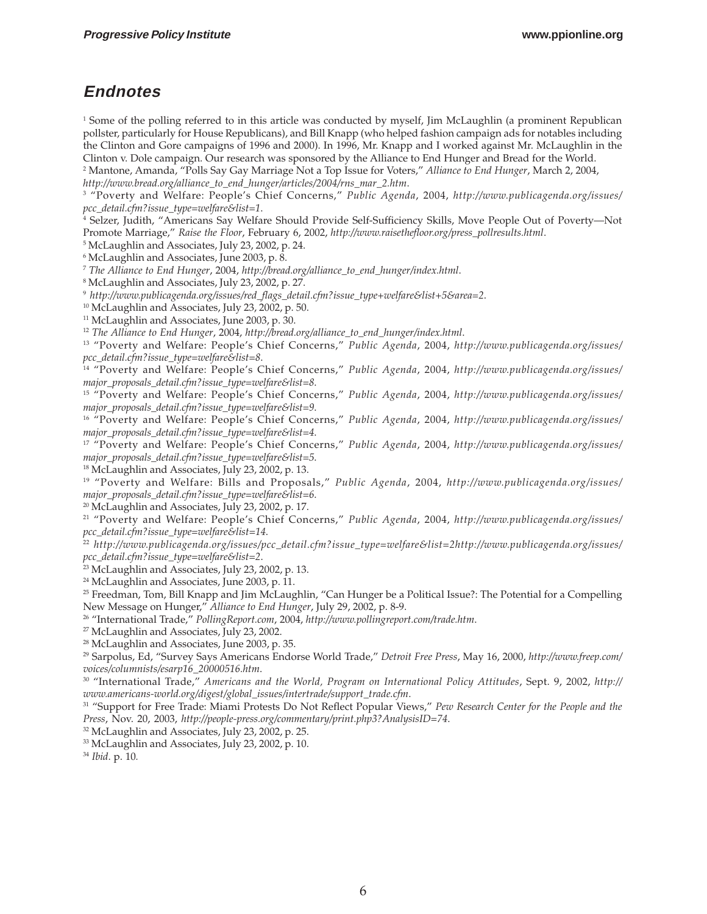## Endnotes

[1] Some of the polling referred to in this article was conducted by myself, Jim McLaughlin (a prominent Republican pollster, particularly for House Republicans), and Bill Knapp (who helped fashion campaign ads for notables including the Clinton and Gore campaigns of 1996 and 2000). In 1996, Mr. Knapp and I worked against Mr. McLaughlin in the Clinton v. Dole campaign. Our research was sponsored by the Alliance to End Hunger and Bread for the World.
[2] Mantone, Amanda, "Polls Say Gay Marriage Not a Top Issue for Voters," *Alliance to End Hunger*, March 2, 2004, *http://www.bread.org/alliance_to_end_hunger/articles/2004/rns_mar_2.htm*.
[3] "Poverty and Welfare: People's Chief Concerns," *Public Agenda*, 2004, *http://www.publicagenda.org/issues/pcc_detail.cfm?issue_type=welfare&list=1*.
[4] Selzer, Judith, "Americans Say Welfare Should Provide Self-Sufficiency Skills, Move People Out of Poverty—Not Promote Marriage," *Raise the Floor*, February 6, 2002, *http://www.raisethefloor.org/press_pollresults.html*.
[5] McLaughlin and Associates, July 23, 2002, p. 24.
[6] McLaughlin and Associates, June 2003, p. 8.
[7] *The Alliance to End Hunger*, 2004, *http://bread.org/alliance_to_end_hunger/index.html*.
[8] McLaughlin and Associates, July 23, 2002, p. 27.
[9] *http://www.publicagenda.org/issues/red_flags_detail.cfm?issue_type+welfare&list+5&area=2*.
[10] McLaughlin and Associates, July 23, 2002, p. 50.
[11] McLaughlin and Associates, June 2003, p. 30.
[12] *The Alliance to End Hunger*, 2004, *http://bread.org/alliance_to_end_hunger/index.html*.
[13] "Poverty and Welfare: People's Chief Concerns," *Public Agenda*, 2004, *http://www.publicagenda.org/issues/pcc_detail.cfm?issue_type=welfare&list=8*.
[14] "Poverty and Welfare: People's Chief Concerns," *Public Agenda*, 2004, *http://www.publicagenda.org/issues/major_proposals_detail.cfm?issue_type=welfare&list=8*.
[15] "Poverty and Welfare: People's Chief Concerns," *Public Agenda*, 2004, *http://www.publicagenda.org/issues/major_proposals_detail.cfm?issue_type=welfare&list=9*.
[16] "Poverty and Welfare: People's Chief Concerns," *Public Agenda*, 2004, *http://www.publicagenda.org/issues/major_proposals_detail.cfm?issue_type=welfare&list=4*.
[17] "Poverty and Welfare: People's Chief Concerns," *Public Agenda*, 2004, *http://www.publicagenda.org/issues/major_proposals_detail.cfm?issue_type=welfare&list=5*.
[18] McLaughlin and Associates, July 23, 2002, p. 13.
[19] "Poverty and Welfare: Bills and Proposals," *Public Agenda*, 2004, *http://www.publicagenda.org/issues/major_proposals_detail.cfm?issue_type=welfare&list=6*.
[20] McLaughlin and Associates, July 23, 2002, p. 17.
[21] "Poverty and Welfare: People's Chief Concerns," *Public Agenda*, 2004, *http://www.publicagenda.org/issues/pcc_detail.cfm?issue_type=welfare&list=14*.
[22] *http://www.publicagenda.org/issues/pcc_detail.cfm?issue_type=welfare&list=2http://www.publicagenda.org/issues/pcc_detail.cfm?issue_type=welfare&list=2*.
[23] McLaughlin and Associates, July 23, 2002, p. 13.
[24] McLaughlin and Associates, June 2003, p. 11.
[25] Freedman, Tom, Bill Knapp and Jim McLaughlin, "Can Hunger be a Political Issue?: The Potential for a Compelling New Message on Hunger," *Alliance to End Hunger*, July 29, 2002, p. 8-9.
[26] "International Trade," *PollingReport.com*, 2004, *http://www.pollingreport.com/trade.htm*.
[27] McLaughlin and Associates, July 23, 2002.
[28] McLaughlin and Associates, June 2003, p. 35.
[29] Sarpolus, Ed, "Survey Says Americans Endorse World Trade," *Detroit Free Press*, May 16, 2000, *http://www.freep.com/voices/columnists/esarp16_20000516.htm*.
[30] "International Trade," *Americans and the World, Program on International Policy Attitudes*, Sept. 9, 2002, *http://www.americans-world.org/digest/global_issues/intertrade/support_trade.cfm*.
[31] "Support for Free Trade: Miami Protests Do Not Reflect Popular Views," *Pew Research Center for the People and the Press*, Nov. 20, 2003, *http://people-press.org/commentary/print.php3?AnalysisID=74*.
[32] McLaughlin and Associates, July 23, 2002, p. 25.
[33] McLaughlin and Associates, July 23, 2002, p. 10.
[34] *Ibid*. p. 10.